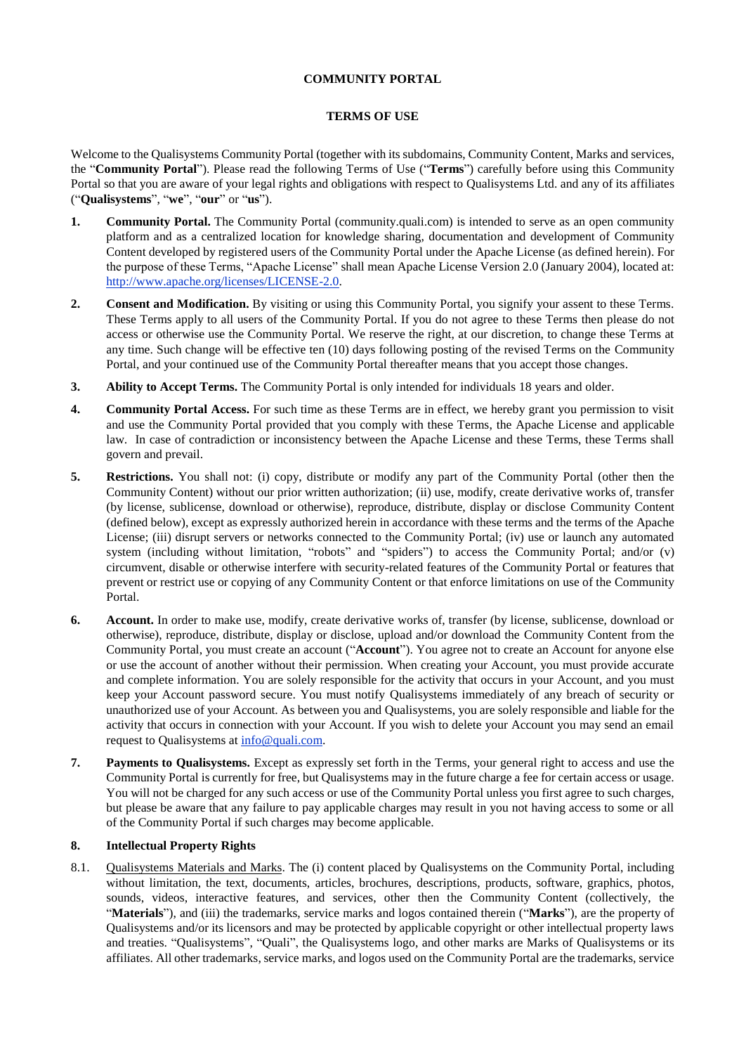**COMMUNITY PORTAL**

**TERMS OF USE**

Welcome to the Qualisystems Community Portal (together with its subdomains, Community Content, Marks and services, the "**Community Portal**"). Please read the following Terms of Use ("**Terms**") carefully before using this Community Portal so that you are aware of your legal rights and obligations with respect to Qualisystems Ltd. and any of its affiliates ("**Qualisystems**", "**we**", "**our**" or "**us**").

1. **Community Portal.** The Community Portal (community.quali.com) is intended to serve as an open community platform and as a centralized location for knowledge sharing, documentation and development of Community Content developed by registered users of the Community Portal under the Apache License (as defined herein). For the purpose of these Terms, "Apache License" shall mean Apache License Version 2.0 (January 2004), located at: http://www.apache.org/licenses/LICENSE-2.0.

2. **Consent and Modification.** By visiting or using this Community Portal, you signify your assent to these Terms. These Terms apply to all users of the Community Portal. If you do not agree to these Terms then please do not access or otherwise use the Community Portal. We reserve the right, at our discretion, to change these Terms at any time. Such change will be effective ten (10) days following posting of the revised Terms on the Community Portal, and your continued use of the Community Portal thereafter means that you accept those changes.

3. **Ability to Accept Terms.** The Community Portal is only intended for individuals 18 years and older.

4. **Community Portal Access.** For such time as these Terms are in effect, we hereby grant you permission to visit and use the Community Portal provided that you comply with these Terms, the Apache License and applicable law. In case of contradiction or inconsistency between the Apache License and these Terms, these Terms shall govern and prevail.

5. **Restrictions.** You shall not: (i) copy, distribute or modify any part of the Community Portal (other then the Community Content) without our prior written authorization; (ii) use, modify, create derivative works of, transfer (by license, sublicense, download or otherwise), reproduce, distribute, display or disclose Community Content (defined below), except as expressly authorized herein in accordance with these terms and the terms of the Apache License; (iii) disrupt servers or networks connected to the Community Portal; (iv) use or launch any automated system (including without limitation, "robots" and "spiders") to access the Community Portal; and/or (v) circumvent, disable or otherwise interfere with security-related features of the Community Portal or features that prevent or restrict use or copying of any Community Content or that enforce limitations on use of the Community Portal.

6. **Account.** In order to make use, modify, create derivative works of, transfer (by license, sublicense, download or otherwise), reproduce, distribute, display or disclose, upload and/or download the Community Content from the Community Portal, you must create an account ("**Account**"). You agree not to create an Account for anyone else or use the account of another without their permission. When creating your Account, you must provide accurate and complete information. You are solely responsible for the activity that occurs in your Account, and you must keep your Account password secure. You must notify Qualisystems immediately of any breach of security or unauthorized use of your Account. As between you and Qualisystems, you are solely responsible and liable for the activity that occurs in connection with your Account. If you wish to delete your Account you may send an email request to Qualisystems at info@quali.com.

7. **Payments to Qualisystems.** Except as expressly set forth in the Terms, your general right to access and use the Community Portal is currently for free, but Qualisystems may in the future charge a fee for certain access or usage. You will not be charged for any such access or use of the Community Portal unless you first agree to such charges, but please be aware that any failure to pay applicable charges may result in you not having access to some or all of the Community Portal if such charges may become applicable.

8. **Intellectual Property Rights**

8.1. Qualisystems Materials and Marks. The (i) content placed by Qualisystems on the Community Portal, including without limitation, the text, documents, articles, brochures, descriptions, products, software, graphics, photos, sounds, videos, interactive features, and services, other then the Community Content (collectively, the "**Materials**"), and (iii) the trademarks, service marks and logos contained therein ("**Marks**"), are the property of Qualisystems and/or its licensors and may be protected by applicable copyright or other intellectual property laws and treaties. "Qualisystems", "Quali", the Qualisystems logo, and other marks are Marks of Qualisystems or its affiliates. All other trademarks, service marks, and logos used on the Community Portal are the trademarks, service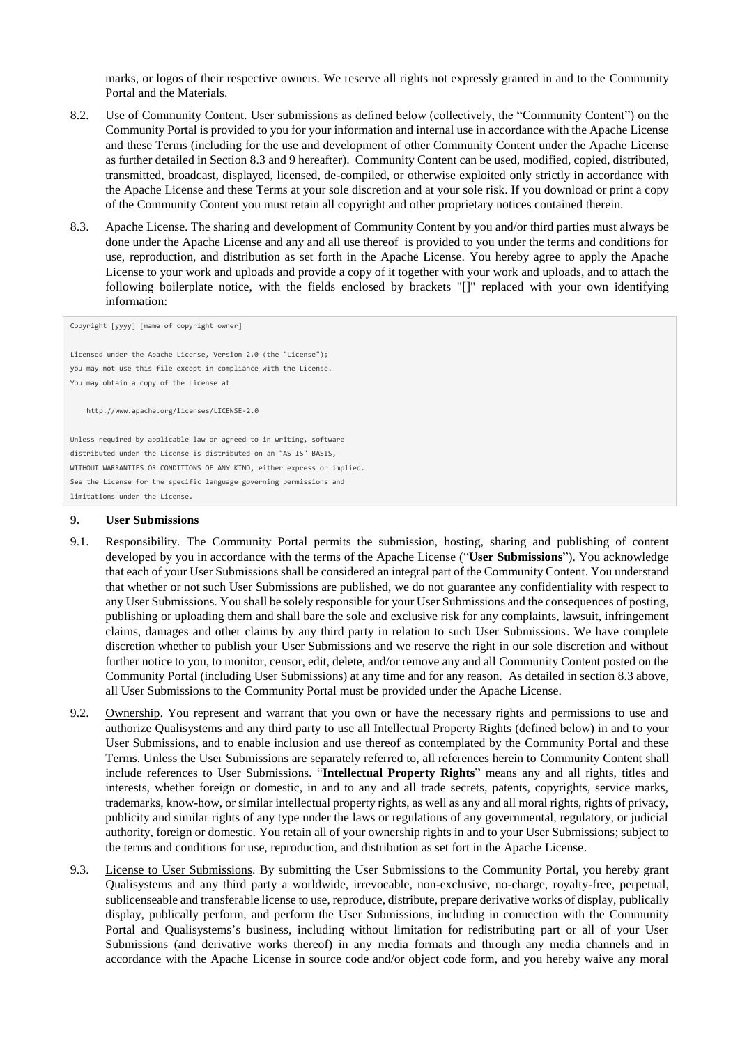marks, or logos of their respective owners. We reserve all rights not expressly granted in and to the Community Portal and the Materials.

8.2. Use of Community Content. User submissions as defined below (collectively, the "Community Content") on the Community Portal is provided to you for your information and internal use in accordance with the Apache License and these Terms (including for the use and development of other Community Content under the Apache License as further detailed in Section 8.3 and 9 hereafter). Community Content can be used, modified, copied, distributed, transmitted, broadcast, displayed, licensed, de-compiled, or otherwise exploited only strictly in accordance with the Apache License and these Terms at your sole discretion and at your sole risk. If you download or print a copy of the Community Content you must retain all copyright and other proprietary notices contained therein.

8.3. Apache License. The sharing and development of Community Content by you and/or third parties must always be done under the Apache License and any and all use thereof is provided to you under the terms and conditions for use, reproduction, and distribution as set forth in the Apache License. You hereby agree to apply the Apache License to your work and uploads and provide a copy of it together with your work and uploads, and to attach the following boilerplate notice, with the fields enclosed by brackets "[]" replaced with your own identifying information:

```
Copyright [yyyy] [name of copyright owner]

Licensed under the Apache License, Version 2.0 (the "License");
you may not use this file except in compliance with the License.
You may obtain a copy of the License at

    http://www.apache.org/licenses/LICENSE-2.0

Unless required by applicable law or agreed to in writing, software
distributed under the License is distributed on an "AS IS" BASIS,
WITHOUT WARRANTIES OR CONDITIONS OF ANY KIND, either express or implied.
See the License for the specific language governing permissions and
limitations under the License.
```

## 9. User Submissions

9.1. Responsibility. The Community Portal permits the submission, hosting, sharing and publishing of content developed by you in accordance with the terms of the Apache License ("**User Submissions**"). You acknowledge that each of your User Submissions shall be considered an integral part of the Community Content. You understand that whether or not such User Submissions are published, we do not guarantee any confidentiality with respect to any User Submissions. You shall be solely responsible for your User Submissions and the consequences of posting, publishing or uploading them and shall bare the sole and exclusive risk for any complaints, lawsuit, infringement claims, damages and other claims by any third party in relation to such User Submissions. We have complete discretion whether to publish your User Submissions and we reserve the right in our sole discretion and without further notice to you, to monitor, censor, edit, delete, and/or remove any and all Community Content posted on the Community Portal (including User Submissions) at any time and for any reason. As detailed in section 8.3 above, all User Submissions to the Community Portal must be provided under the Apache License.

9.2. Ownership. You represent and warrant that you own or have the necessary rights and permissions to use and authorize Qualisystems and any third party to use all Intellectual Property Rights (defined below) in and to your User Submissions, and to enable inclusion and use thereof as contemplated by the Community Portal and these Terms. Unless the User Submissions are separately referred to, all references herein to Community Content shall include references to User Submissions. "**Intellectual Property Rights**" means any and all rights, titles and interests, whether foreign or domestic, in and to any and all trade secrets, patents, copyrights, service marks, trademarks, know-how, or similar intellectual property rights, as well as any and all moral rights, rights of privacy, publicity and similar rights of any type under the laws or regulations of any governmental, regulatory, or judicial authority, foreign or domestic. You retain all of your ownership rights in and to your User Submissions; subject to the terms and conditions for use, reproduction, and distribution as set fort in the Apache License.

9.3. License to User Submissions. By submitting the User Submissions to the Community Portal, you hereby grant Qualisystems and any third party a worldwide, irrevocable, non-exclusive, no-charge, royalty-free, perpetual, sublicenseable and transferable license to use, reproduce, distribute, prepare derivative works of display, publically display, publically perform, and perform the User Submissions, including in connection with the Community Portal and Qualisystems's business, including without limitation for redistributing part or all of your User Submissions (and derivative works thereof) in any media formats and through any media channels and in accordance with the Apache License in source code and/or object code form, and you hereby waive any moral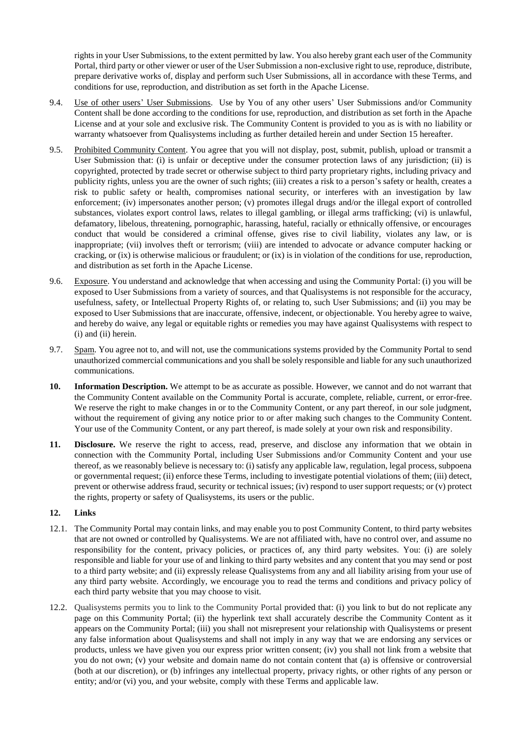rights in your User Submissions, to the extent permitted by law. You also hereby grant each user of the Community Portal, third party or other viewer or user of the User Submission a non-exclusive right to use, reproduce, distribute, prepare derivative works of, display and perform such User Submissions, all in accordance with these Terms, and conditions for use, reproduction, and distribution as set forth in the Apache License.

9.4. Use of other users' User Submissions. Use by You of any other users' User Submissions and/or Community Content shall be done according to the conditions for use, reproduction, and distribution as set forth in the Apache License and at your sole and exclusive risk. The Community Content is provided to you as is with no liability or warranty whatsoever from Qualisystems including as further detailed herein and under Section 15 hereafter.

9.5. Prohibited Community Content. You agree that you will not display, post, submit, publish, upload or transmit a User Submission that: (i) is unfair or deceptive under the consumer protection laws of any jurisdiction; (ii) is copyrighted, protected by trade secret or otherwise subject to third party proprietary rights, including privacy and publicity rights, unless you are the owner of such rights; (iii) creates a risk to a person's safety or health, creates a risk to public safety or health, compromises national security, or interferes with an investigation by law enforcement; (iv) impersonates another person; (v) promotes illegal drugs and/or the illegal export of controlled substances, violates export control laws, relates to illegal gambling, or illegal arms trafficking; (vi) is unlawful, defamatory, libelous, threatening, pornographic, harassing, hateful, racially or ethnically offensive, or encourages conduct that would be considered a criminal offense, gives rise to civil liability, violates any law, or is inappropriate; (vii) involves theft or terrorism; (viii) are intended to advocate or advance computer hacking or cracking, or (ix) is otherwise malicious or fraudulent; or (ix) is in violation of the conditions for use, reproduction, and distribution as set forth in the Apache License.

9.6. Exposure. You understand and acknowledge that when accessing and using the Community Portal: (i) you will be exposed to User Submissions from a variety of sources, and that Qualisystems is not responsible for the accuracy, usefulness, safety, or Intellectual Property Rights of, or relating to, such User Submissions; and (ii) you may be exposed to User Submissions that are inaccurate, offensive, indecent, or objectionable. You hereby agree to waive, and hereby do waive, any legal or equitable rights or remedies you may have against Qualisystems with respect to (i) and (ii) herein.

9.7. Spam. You agree not to, and will not, use the communications systems provided by the Community Portal to send unauthorized commercial communications and you shall be solely responsible and liable for any such unauthorized communications.

**10. Information Description.** We attempt to be as accurate as possible. However, we cannot and do not warrant that the Community Content available on the Community Portal is accurate, complete, reliable, current, or error-free. We reserve the right to make changes in or to the Community Content, or any part thereof, in our sole judgment, without the requirement of giving any notice prior to or after making such changes to the Community Content. Your use of the Community Content, or any part thereof, is made solely at your own risk and responsibility.

**11. Disclosure.** We reserve the right to access, read, preserve, and disclose any information that we obtain in connection with the Community Portal, including User Submissions and/or Community Content and your use thereof, as we reasonably believe is necessary to: (i) satisfy any applicable law, regulation, legal process, subpoena or governmental request; (ii) enforce these Terms, including to investigate potential violations of them; (iii) detect, prevent or otherwise address fraud, security or technical issues; (iv) respond to user support requests; or (v) protect the rights, property or safety of Qualisystems, its users or the public.

**12. Links**

12.1. The Community Portal may contain links, and may enable you to post Community Content, to third party websites that are not owned or controlled by Qualisystems. We are not affiliated with, have no control over, and assume no responsibility for the content, privacy policies, or practices of, any third party websites. You: (i) are solely responsible and liable for your use of and linking to third party websites and any content that you may send or post to a third party website; and (ii) expressly release Qualisystems from any and all liability arising from your use of any third party website. Accordingly, we encourage you to read the terms and conditions and privacy policy of each third party website that you may choose to visit.

12.2. Qualisystems permits you to link to the Community Portal provided that: (i) you link to but do not replicate any page on this Community Portal; (ii) the hyperlink text shall accurately describe the Community Content as it appears on the Community Portal; (iii) you shall not misrepresent your relationship with Qualisystems or present any false information about Qualisystems and shall not imply in any way that we are endorsing any services or products, unless we have given you our express prior written consent; (iv) you shall not link from a website that you do not own; (v) your website and domain name do not contain content that (a) is offensive or controversial (both at our discretion), or (b) infringes any intellectual property, privacy rights, or other rights of any person or entity; and/or (vi) you, and your website, comply with these Terms and applicable law.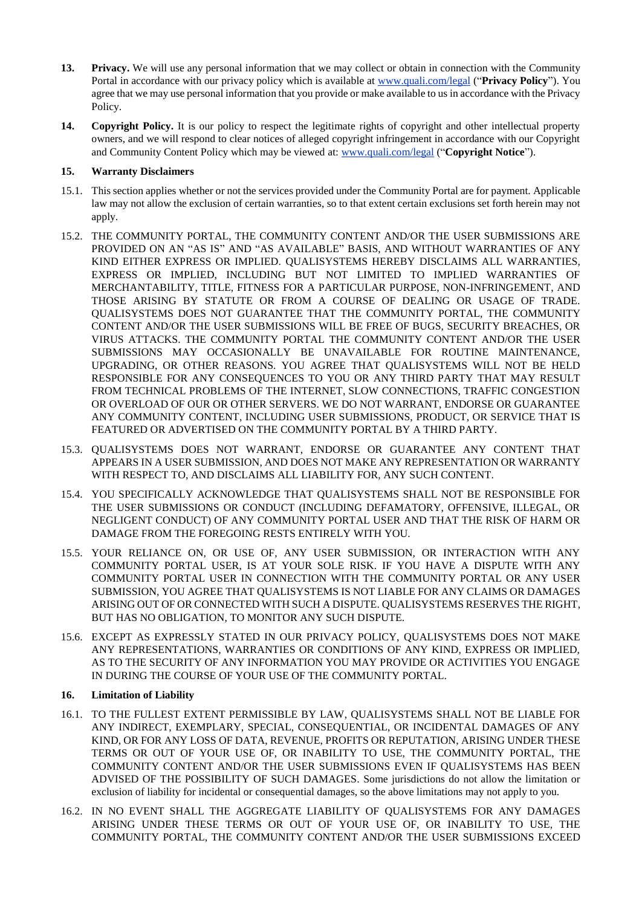**13. Privacy.** We will use any personal information that we may collect or obtain in connection with the Community Portal in accordance with our privacy policy which is available at [www.quali.com/legal](www.quali.com/legal) ("**Privacy Policy**"). You agree that we may use personal information that you provide or make available to us in accordance with the Privacy Policy.

**14. Copyright Policy.** It is our policy to respect the legitimate rights of copyright and other intellectual property owners, and we will respond to clear notices of alleged copyright infringement in accordance with our Copyright and Community Content Policy which may be viewed at: [www.quali.com/legal](www.quali.com/legal) ("**Copyright Notice**").

**15. Warranty Disclaimers**

15.1. This section applies whether or not the services provided under the Community Portal are for payment. Applicable law may not allow the exclusion of certain warranties, so to that extent certain exclusions set forth herein may not apply.

15.2. THE COMMUNITY PORTAL, THE COMMUNITY CONTENT AND/OR THE USER SUBMISSIONS ARE PROVIDED ON AN "AS IS" AND "AS AVAILABLE" BASIS, AND WITHOUT WARRANTIES OF ANY KIND EITHER EXPRESS OR IMPLIED. QUALISYSTEMS HEREBY DISCLAIMS ALL WARRANTIES, EXPRESS OR IMPLIED, INCLUDING BUT NOT LIMITED TO IMPLIED WARRANTIES OF MERCHANTABILITY, TITLE, FITNESS FOR A PARTICULAR PURPOSE, NON-INFRINGEMENT, AND THOSE ARISING BY STATUTE OR FROM A COURSE OF DEALING OR USAGE OF TRADE. QUALISYSTEMS DOES NOT GUARANTEE THAT THE COMMUNITY PORTAL, THE COMMUNITY CONTENT AND/OR THE USER SUBMISSIONS WILL BE FREE OF BUGS, SECURITY BREACHES, OR VIRUS ATTACKS. THE COMMUNITY PORTAL THE COMMUNITY CONTENT AND/OR THE USER SUBMISSIONS MAY OCCASIONALLY BE UNAVAILABLE FOR ROUTINE MAINTENANCE, UPGRADING, OR OTHER REASONS. YOU AGREE THAT QUALISYSTEMS WILL NOT BE HELD RESPONSIBLE FOR ANY CONSEQUENCES TO YOU OR ANY THIRD PARTY THAT MAY RESULT FROM TECHNICAL PROBLEMS OF THE INTERNET, SLOW CONNECTIONS, TRAFFIC CONGESTION OR OVERLOAD OF OUR OR OTHER SERVERS. WE DO NOT WARRANT, ENDORSE OR GUARANTEE ANY COMMUNITY CONTENT, INCLUDING USER SUBMISSIONS, PRODUCT, OR SERVICE THAT IS FEATURED OR ADVERTISED ON THE COMMUNITY PORTAL BY A THIRD PARTY.

15.3. QUALISYSTEMS DOES NOT WARRANT, ENDORSE OR GUARANTEE ANY CONTENT THAT APPEARS IN A USER SUBMISSION, AND DOES NOT MAKE ANY REPRESENTATION OR WARRANTY WITH RESPECT TO, AND DISCLAIMS ALL LIABILITY FOR, ANY SUCH CONTENT.

15.4. YOU SPECIFICALLY ACKNOWLEDGE THAT QUALISYSTEMS SHALL NOT BE RESPONSIBLE FOR THE USER SUBMISSIONS OR CONDUCT (INCLUDING DEFAMATORY, OFFENSIVE, ILLEGAL, OR NEGLIGENT CONDUCT) OF ANY COMMUNITY PORTAL USER AND THAT THE RISK OF HARM OR DAMAGE FROM THE FOREGOING RESTS ENTIRELY WITH YOU.

15.5. YOUR RELIANCE ON, OR USE OF, ANY USER SUBMISSION, OR INTERACTION WITH ANY COMMUNITY PORTAL USER, IS AT YOUR SOLE RISK. IF YOU HAVE A DISPUTE WITH ANY COMMUNITY PORTAL USER IN CONNECTION WITH THE COMMUNITY PORTAL OR ANY USER SUBMISSION, YOU AGREE THAT QUALISYSTEMS IS NOT LIABLE FOR ANY CLAIMS OR DAMAGES ARISING OUT OF OR CONNECTED WITH SUCH A DISPUTE. QUALISYSTEMS RESERVES THE RIGHT, BUT HAS NO OBLIGATION, TO MONITOR ANY SUCH DISPUTE.

15.6. EXCEPT AS EXPRESSLY STATED IN OUR PRIVACY POLICY, QUALISYSTEMS DOES NOT MAKE ANY REPRESENTATIONS, WARRANTIES OR CONDITIONS OF ANY KIND, EXPRESS OR IMPLIED, AS TO THE SECURITY OF ANY INFORMATION YOU MAY PROVIDE OR ACTIVITIES YOU ENGAGE IN DURING THE COURSE OF YOUR USE OF THE COMMUNITY PORTAL.

**16. Limitation of Liability**

16.1. TO THE FULLEST EXTENT PERMISSIBLE BY LAW, QUALISYSTEMS SHALL NOT BE LIABLE FOR ANY INDIRECT, EXEMPLARY, SPECIAL, CONSEQUENTIAL, OR INCIDENTAL DAMAGES OF ANY KIND, OR FOR ANY LOSS OF DATA, REVENUE, PROFITS OR REPUTATION, ARISING UNDER THESE TERMS OR OUT OF YOUR USE OF, OR INABILITY TO USE, THE COMMUNITY PORTAL, THE COMMUNITY CONTENT AND/OR THE USER SUBMISSIONS EVEN IF QUALISYSTEMS HAS BEEN ADVISED OF THE POSSIBILITY OF SUCH DAMAGES. Some jurisdictions do not allow the limitation or exclusion of liability for incidental or consequential damages, so the above limitations may not apply to you.

16.2. IN NO EVENT SHALL THE AGGREGATE LIABILITY OF QUALISYSTEMS FOR ANY DAMAGES ARISING UNDER THESE TERMS OR OUT OF YOUR USE OF, OR INABILITY TO USE, THE COMMUNITY PORTAL, THE COMMUNITY CONTENT AND/OR THE USER SUBMISSIONS EXCEED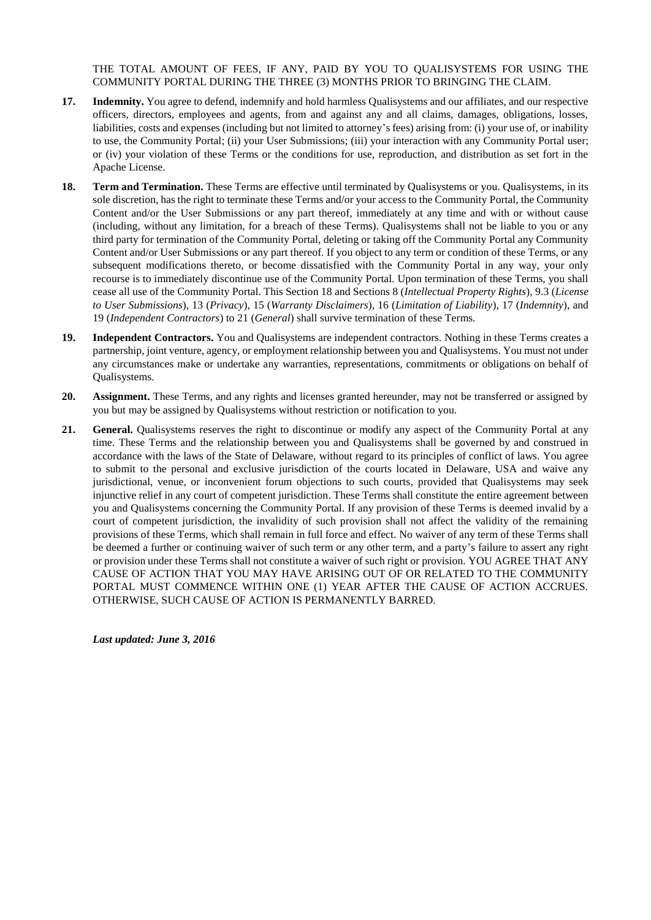THE TOTAL AMOUNT OF FEES, IF ANY, PAID BY YOU TO QUALISYSTEMS FOR USING THE COMMUNITY PORTAL DURING THE THREE (3) MONTHS PRIOR TO BRINGING THE CLAIM.

**17. Indemnity.** You agree to defend, indemnify and hold harmless Qualisystems and our affiliates, and our respective officers, directors, employees and agents, from and against any and all claims, damages, obligations, losses, liabilities, costs and expenses (including but not limited to attorney's fees) arising from: (i) your use of, or inability to use, the Community Portal; (ii) your User Submissions; (iii) your interaction with any Community Portal user; or (iv) your violation of these Terms or the conditions for use, reproduction, and distribution as set fort in the Apache License.

**18. Term and Termination.** These Terms are effective until terminated by Qualisystems or you. Qualisystems, in its sole discretion, has the right to terminate these Terms and/or your access to the Community Portal, the Community Content and/or the User Submissions or any part thereof, immediately at any time and with or without cause (including, without any limitation, for a breach of these Terms). Qualisystems shall not be liable to you or any third party for termination of the Community Portal, deleting or taking off the Community Portal any Community Content and/or User Submissions or any part thereof. If you object to any term or condition of these Terms, or any subsequent modifications thereto, or become dissatisfied with the Community Portal in any way, your only recourse is to immediately discontinue use of the Community Portal. Upon termination of these Terms, you shall cease all use of the Community Portal. This Section 18 and Sections 8 (*Intellectual Property Rights*), 9.3 (*License to User Submissions*), 13 (*Privacy*), 15 (*Warranty Disclaimers*), 16 (*Limitation of Liability*), 17 (*Indemnity*), and 19 (*Independent Contractors*) to 21 (*General*) shall survive termination of these Terms.

**19. Independent Contractors.** You and Qualisystems are independent contractors. Nothing in these Terms creates a partnership, joint venture, agency, or employment relationship between you and Qualisystems. You must not under any circumstances make or undertake any warranties, representations, commitments or obligations on behalf of Qualisystems.

**20. Assignment.** These Terms, and any rights and licenses granted hereunder, may not be transferred or assigned by you but may be assigned by Qualisystems without restriction or notification to you.

**21. General.** Qualisystems reserves the right to discontinue or modify any aspect of the Community Portal at any time. These Terms and the relationship between you and Qualisystems shall be governed by and construed in accordance with the laws of the State of Delaware, without regard to its principles of conflict of laws. You agree to submit to the personal and exclusive jurisdiction of the courts located in Delaware, USA and waive any jurisdictional, venue, or inconvenient forum objections to such courts, provided that Qualisystems may seek injunctive relief in any court of competent jurisdiction. These Terms shall constitute the entire agreement between you and Qualisystems concerning the Community Portal. If any provision of these Terms is deemed invalid by a court of competent jurisdiction, the invalidity of such provision shall not affect the validity of the remaining provisions of these Terms, which shall remain in full force and effect. No waiver of any term of these Terms shall be deemed a further or continuing waiver of such term or any other term, and a party's failure to assert any right or provision under these Terms shall not constitute a waiver of such right or provision. YOU AGREE THAT ANY CAUSE OF ACTION THAT YOU MAY HAVE ARISING OUT OF OR RELATED TO THE COMMUNITY PORTAL MUST COMMENCE WITHIN ONE (1) YEAR AFTER THE CAUSE OF ACTION ACCRUES. OTHERWISE, SUCH CAUSE OF ACTION IS PERMANENTLY BARRED.

***Last updated: June 3, 2016***